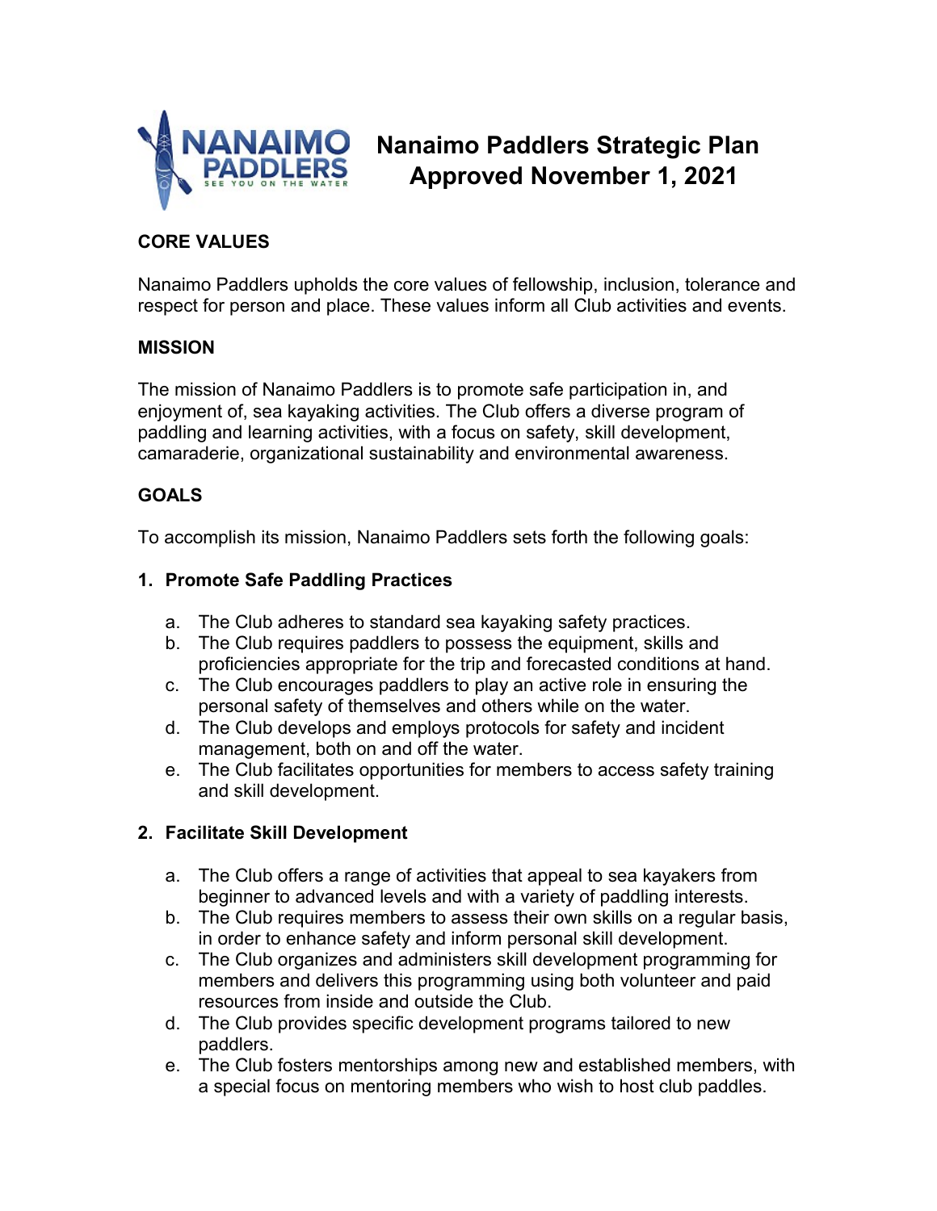# Nanaimo Paddlers Strategic Plan
## Approved November 1, 2021

### CORE VALUES

Nanaimo Paddlers upholds the core values of fellowship, inclusion, tolerance and respect for person and place. These values inform all Club activities and events.

### MISSION

The mission of Nanaimo Paddlers is to promote safe participation in, and enjoyment of, sea kayaking activities. The Club offers a diverse program of paddling and learning activities, with a focus on safety, skill development, camaraderie, organizational sustainability and environmental awareness.

### GOALS

To accomplish its mission, Nanaimo Paddlers sets forth the following goals:

**1. Promote Safe Paddling Practices**

a. The Club adheres to standard sea kayaking safety practices.
b. The Club requires paddlers to possess the equipment, skills and proficiencies appropriate for the trip and forecasted conditions at hand.
c. The Club encourages paddlers to play an active role in ensuring the personal safety of themselves and others while on the water.
d. The Club develops and employs protocols for safety and incident management, both on and off the water.
e. The Club facilitates opportunities for members to access safety training and skill development.

**2. Facilitate Skill Development**

a. The Club offers a range of activities that appeal to sea kayakers from beginner to advanced levels and with a variety of paddling interests.
b. The Club requires members to assess their own skills on a regular basis, in order to enhance safety and inform personal skill development.
c. The Club organizes and administers skill development programming for members and delivers this programming using both volunteer and paid resources from inside and outside the Club.
d. The Club provides specific development programs tailored to new paddlers.
e. The Club fosters mentorships among new and established members, with a special focus on mentoring members who wish to host club paddles.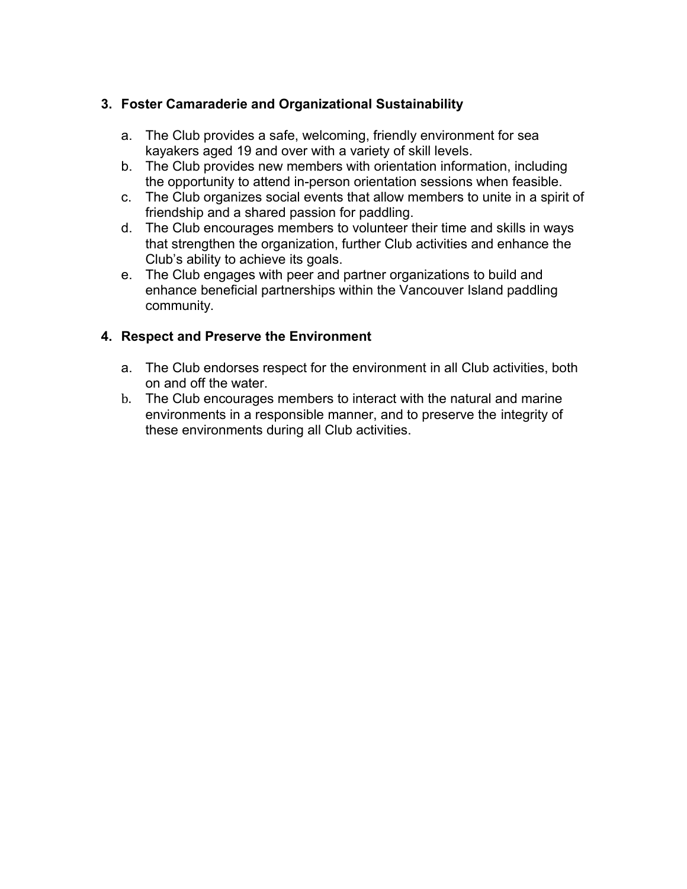### 3. Foster Camaraderie and Organizational Sustainability

a. The Club provides a safe, welcoming, friendly environment for sea kayakers aged 19 and over with a variety of skill levels.
b. The Club provides new members with orientation information, including the opportunity to attend in-person orientation sessions when feasible.
c. The Club organizes social events that allow members to unite in a spirit of friendship and a shared passion for paddling.
d. The Club encourages members to volunteer their time and skills in ways that strengthen the organization, further Club activities and enhance the Club's ability to achieve its goals.
e. The Club engages with peer and partner organizations to build and enhance beneficial partnerships within the Vancouver Island paddling community.

### 4. Respect and Preserve the Environment

a. The Club endorses respect for the environment in all Club activities, both on and off the water.
b. The Club encourages members to interact with the natural and marine environments in a responsible manner, and to preserve the integrity of these environments during all Club activities.